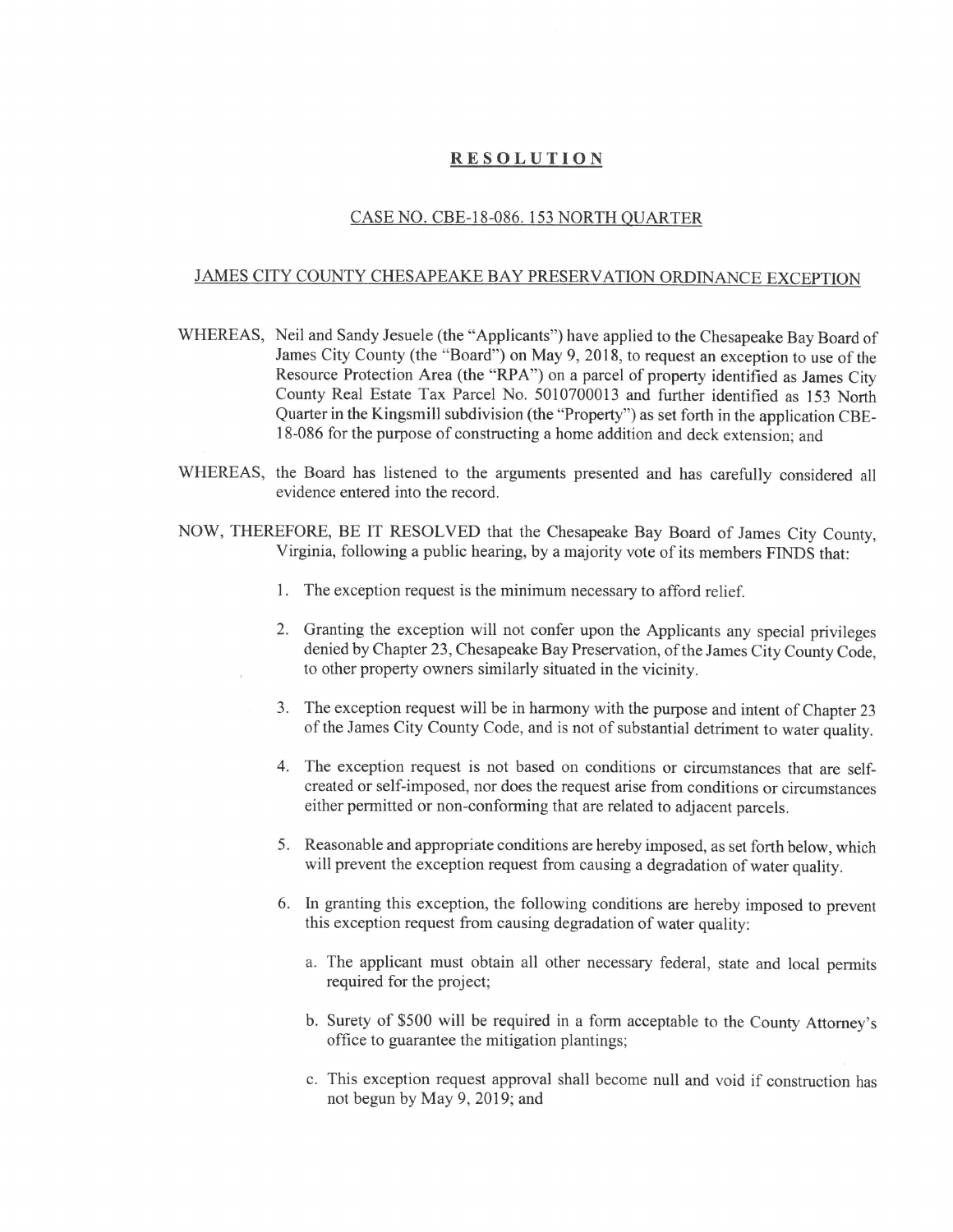# RESOLUTION

## CASE NO. CBE-18-086. 153 NORTH QUARTER

## JAMES CITY COUNTY CHESAPEAKE BAY PRESERVATION ORDINANCE EXCEPTION

WHEREAS, Neil and Sandy Jesuele (the "Applicants") have applied to the Chesapeake Bay Board of James City County (the "Board") on May 9, 2018, to request an exception to use of the Resource Protection Area (the "RPA") on a parcel of property identified as James City County Real Estate Tax Parcel No. 5010700013 and further identified as 153 North Quarter in the Kingsmill subdivision (the "Property") as set forth in the application CBE-18-086 for the purpose of constructing a home addition and deck extension; and

WHEREAS, the Board has listened to the arguments presented and has carefully considered all evidence entered into the record.

NOW, THEREFORE, BE IT RESOLVED that the Chesapeake Bay Board of James City County, Virginia, following a public hearing, by a majority vote of its members FINDS that:

1. The exception request is the minimum necessary to afford relief.

2. Granting the exception will not confer upon the Applicants any special privileges denied by Chapter 23, Chesapeake Bay Preservation, of the James City County Code, to other property owners similarly situated in the vicinity.

3. The exception request will be in harmony with the purpose and intent of Chapter 23 of the James City County Code, and is not of substantial detriment to water quality.

4. The exception request is not based on conditions or circumstances that are self-created or self-imposed, nor does the request arise from conditions or circumstances either permitted or non-conforming that are related to adjacent parcels.

5. Reasonable and appropriate conditions are hereby imposed, as set forth below, which will prevent the exception request from causing a degradation of water quality.

6. In granting this exception, the following conditions are hereby imposed to prevent this exception request from causing degradation of water quality:

   a. The applicant must obtain all other necessary federal, state and local permits required for the project;

   b. Surety of $500 will be required in a form acceptable to the County Attorney's office to guarantee the mitigation plantings;

   c. This exception request approval shall become null and void if construction has not begun by May 9, 2019; and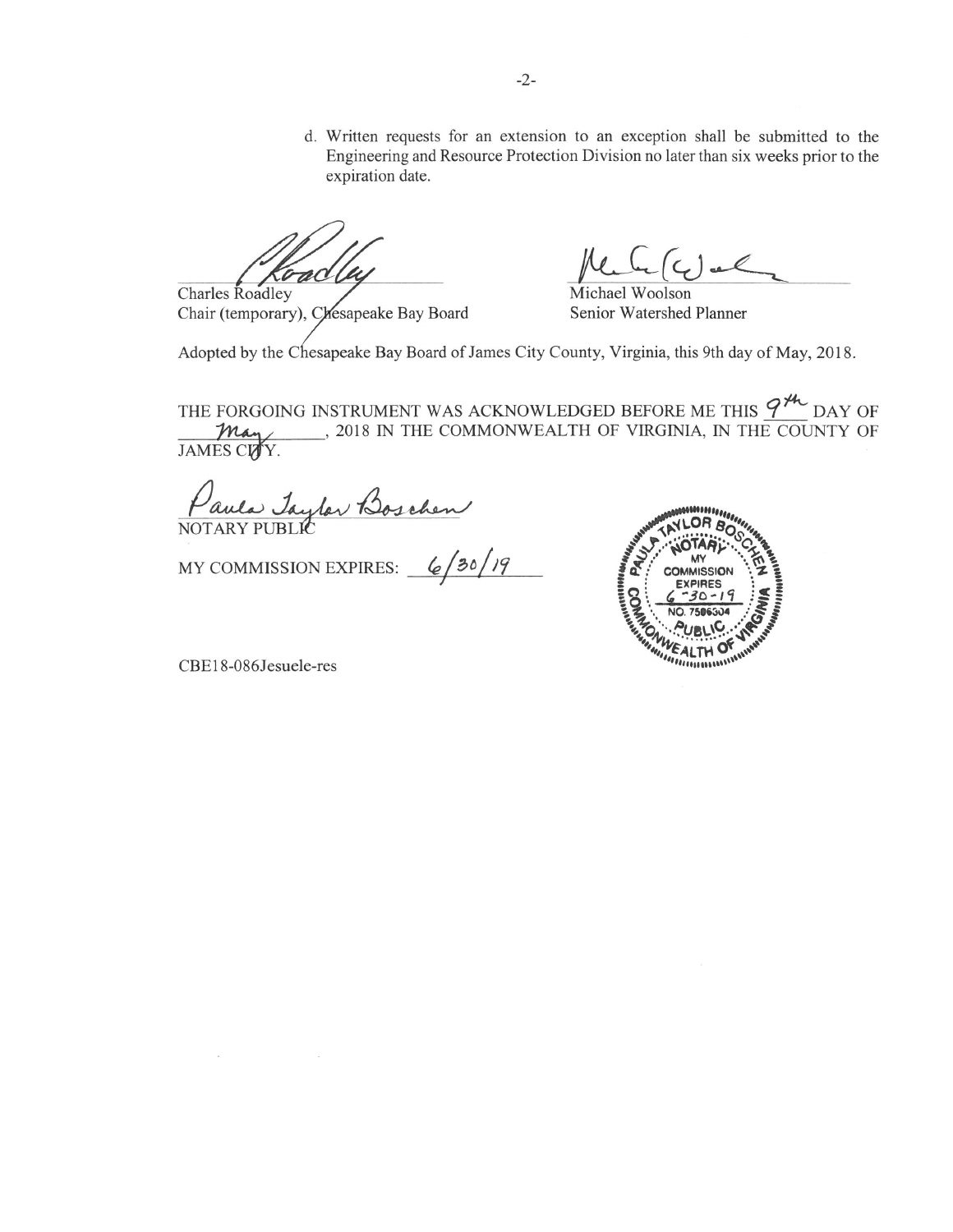d. Written requests for an extension to an exception shall be submitted to the Engineering and Resource Protection Division no later than six weeks prior to the expiration date.

Charles Roadley
Chair (temporary), Chesapeake Bay Board

Michael Woolson
Senior Watershed Planner

Adopted by the Chesapeake Bay Board of James City County, Virginia, this 9th day of May, 2018.

THE FORGOING INSTRUMENT WAS ACKNOWLEDGED BEFORE ME THIS 9th DAY OF May, 2018 IN THE COMMONWEALTH OF VIRGINIA, IN THE COUNTY OF JAMES CITY.

Paula Taylor Boschen
NOTARY PUBLIC

MY COMMISSION EXPIRES: 6/30/19

PAULA TAYLOR BOSCHEN
NOTARY
MY COMMISSION EXPIRES 6-30-19
NO. 7506304
PUBLIC
COMMONWEALTH OF VIRGINIA

CBE18-086Jesuele-res